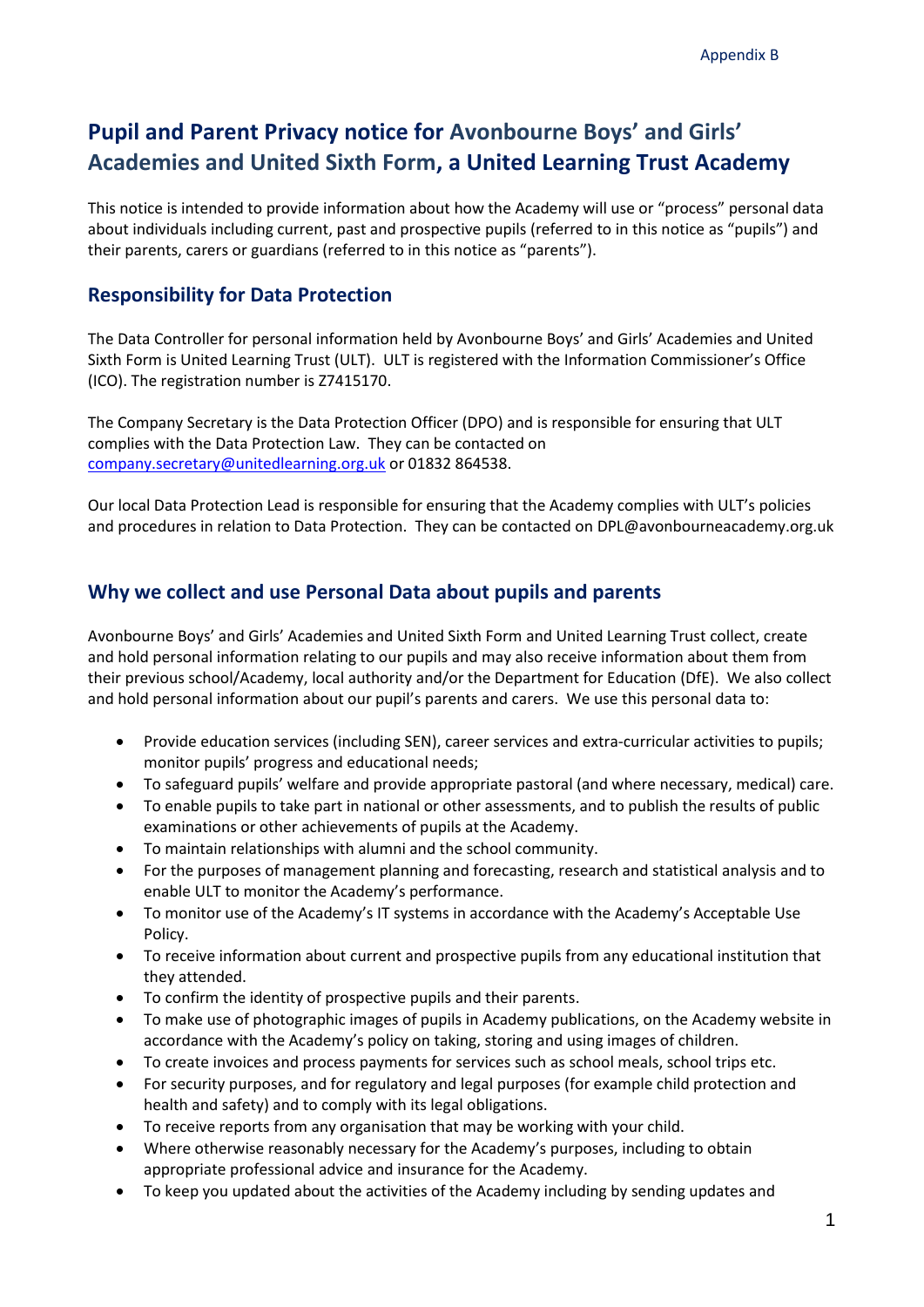Appendix B

# Pupil and Parent Privacy notice for Avonbourne Boys' and Girls' Academies and United Sixth Form, a United Learning Trust Academy

This notice is intended to provide information about how the Academy will use or "process" personal data about individuals including current, past and prospective pupils (referred to in this notice as "pupils") and their parents, carers or guardians (referred to in this notice as "parents").

## Responsibility for Data Protection

The Data Controller for personal information held by Avonbourne Boys' and Girls' Academies and United Sixth Form is United Learning Trust (ULT). ULT is registered with the Information Commissioner's Office (ICO). The registration number is Z7415170.

The Company Secretary is the Data Protection Officer (DPO) and is responsible for ensuring that ULT complies with the Data Protection Law. They can be contacted on company.secretary@unitedlearning.org.uk or 01832 864538.

Our local Data Protection Lead is responsible for ensuring that the Academy complies with ULT's policies and procedures in relation to Data Protection. They can be contacted on DPL@avonbourneacademy.org.uk

## Why we collect and use Personal Data about pupils and parents

Avonbourne Boys' and Girls' Academies and United Sixth Form and United Learning Trust collect, create and hold personal information relating to our pupils and may also receive information about them from their previous school/Academy, local authority and/or the Department for Education (DfE). We also collect and hold personal information about our pupil's parents and carers. We use this personal data to:

- Provide education services (including SEN), career services and extra-curricular activities to pupils; monitor pupils' progress and educational needs;
- To safeguard pupils' welfare and provide appropriate pastoral (and where necessary, medical) care.
- To enable pupils to take part in national or other assessments, and to publish the results of public examinations or other achievements of pupils at the Academy.
- To maintain relationships with alumni and the school community.
- For the purposes of management planning and forecasting, research and statistical analysis and to enable ULT to monitor the Academy's performance.
- To monitor use of the Academy's IT systems in accordance with the Academy's Acceptable Use Policy.
- To receive information about current and prospective pupils from any educational institution that they attended.
- To confirm the identity of prospective pupils and their parents.
- To make use of photographic images of pupils in Academy publications, on the Academy website in accordance with the Academy's policy on taking, storing and using images of children.
- To create invoices and process payments for services such as school meals, school trips etc.
- For security purposes, and for regulatory and legal purposes (for example child protection and health and safety) and to comply with its legal obligations.
- To receive reports from any organisation that may be working with your child.
- Where otherwise reasonably necessary for the Academy's purposes, including to obtain appropriate professional advice and insurance for the Academy.
- To keep you updated about the activities of the Academy including by sending updates and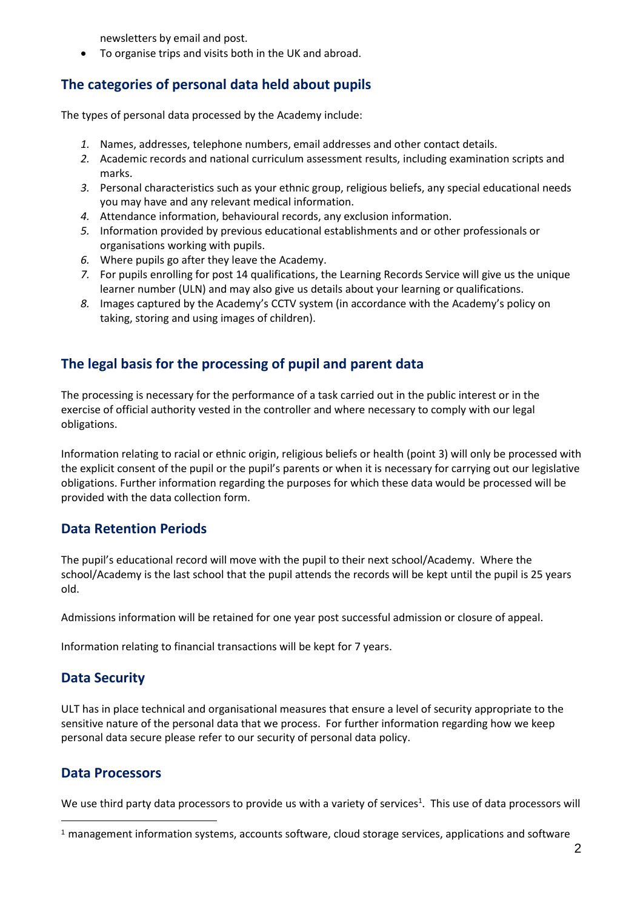newsletters by email and post.

- To organise trips and visits both in the UK and abroad.

## The categories of personal data held about pupils

The types of personal data processed by the Academy include:

1. Names, addresses, telephone numbers, email addresses and other contact details.
2. Academic records and national curriculum assessment results, including examination scripts and marks.
3. Personal characteristics such as your ethnic group, religious beliefs, any special educational needs you may have and any relevant medical information.
4. Attendance information, behavioural records, any exclusion information.
5. Information provided by previous educational establishments and or other professionals or organisations working with pupils.
6. Where pupils go after they leave the Academy.
7. For pupils enrolling for post 14 qualifications, the Learning Records Service will give us the unique learner number (ULN) and may also give us details about your learning or qualifications.
8. Images captured by the Academy's CCTV system (in accordance with the Academy's policy on taking, storing and using images of children).

## The legal basis for the processing of pupil and parent data

The processing is necessary for the performance of a task carried out in the public interest or in the exercise of official authority vested in the controller and where necessary to comply with our legal obligations.

Information relating to racial or ethnic origin, religious beliefs or health (point 3) will only be processed with the explicit consent of the pupil or the pupil's parents or when it is necessary for carrying out our legislative obligations. Further information regarding the purposes for which these data would be processed will be provided with the data collection form.

## Data Retention Periods

The pupil's educational record will move with the pupil to their next school/Academy. Where the school/Academy is the last school that the pupil attends the records will be kept until the pupil is 25 years old.

Admissions information will be retained for one year post successful admission or closure of appeal.

Information relating to financial transactions will be kept for 7 years.

## Data Security

ULT has in place technical and organisational measures that ensure a level of security appropriate to the sensitive nature of the personal data that we process. For further information regarding how we keep personal data secure please refer to our security of personal data policy.

## Data Processors

We use third party data processors to provide us with a variety of services[1]. This use of data processors will

[1] management information systems, accounts software, cloud storage services, applications and software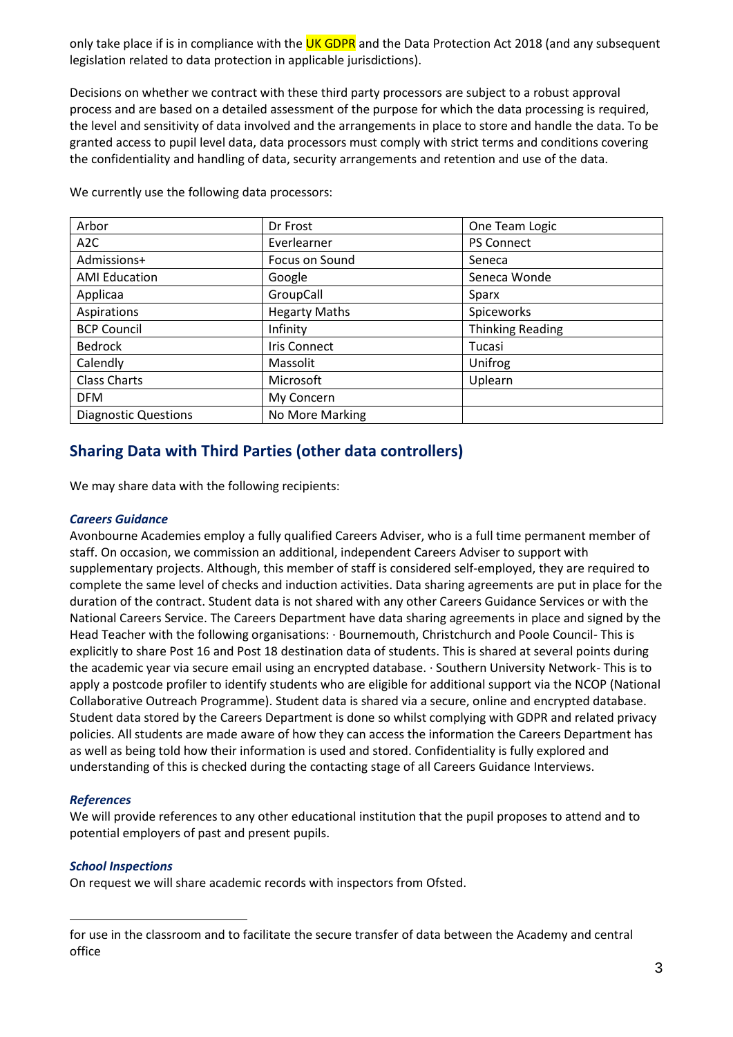only take place if is in compliance with the UK GDPR and the Data Protection Act 2018 (and any subsequent legislation related to data protection in applicable jurisdictions).

Decisions on whether we contract with these third party processors are subject to a robust approval process and are based on a detailed assessment of the purpose for which the data processing is required, the level and sensitivity of data involved and the arrangements in place to store and handle the data. To be granted access to pupil level data, data processors must comply with strict terms and conditions covering the confidentiality and handling of data, security arrangements and retention and use of the data.

We currently use the following data processors:

| | | |
|---|---|---|
| Arbor | Dr Frost | One Team Logic |
| A2C | Everlearner | PS Connect |
| Admissions+ | Focus on Sound | Seneca |
| AMI Education | Google | Seneca Wonde |
| Applicaa | GroupCall | Sparx |
| Aspirations | Hegarty Maths | Spiceworks |
| BCP Council | Infinity | Thinking Reading |
| Bedrock | Iris Connect | Tucasi |
| Calendly | Massolit | Unifrog |
| Class Charts | Microsoft | Uplearn |
| DFM | My Concern | |
| Diagnostic Questions | No More Marking | |

## Sharing Data with Third Parties (other data controllers)

We may share data with the following recipients:

### *Careers Guidance*

Avonbourne Academies employ a fully qualified Careers Adviser, who is a full time permanent member of staff. On occasion, we commission an additional, independent Careers Adviser to support with supplementary projects. Although, this member of staff is considered self-employed, they are required to complete the same level of checks and induction activities. Data sharing agreements are put in place for the duration of the contract. Student data is not shared with any other Careers Guidance Services or with the National Careers Service. The Careers Department have data sharing agreements in place and signed by the Head Teacher with the following organisations: · Bournemouth, Christchurch and Poole Council- This is explicitly to share Post 16 and Post 18 destination data of students. This is shared at several points during the academic year via secure email using an encrypted database. · Southern University Network- This is to apply a postcode profiler to identify students who are eligible for additional support via the NCOP (National Collaborative Outreach Programme). Student data is shared via a secure, online and encrypted database. Student data stored by the Careers Department is done so whilst complying with GDPR and related privacy policies. All students are made aware of how they can access the information the Careers Department has as well as being told how their information is used and stored. Confidentiality is fully explored and understanding of this is checked during the contacting stage of all Careers Guidance Interviews.

### *References*

We will provide references to any other educational institution that the pupil proposes to attend and to potential employers of past and present pupils.

### *School Inspections*

On request we will share academic records with inspectors from Ofsted.

---

for use in the classroom and to facilitate the secure transfer of data between the Academy and central office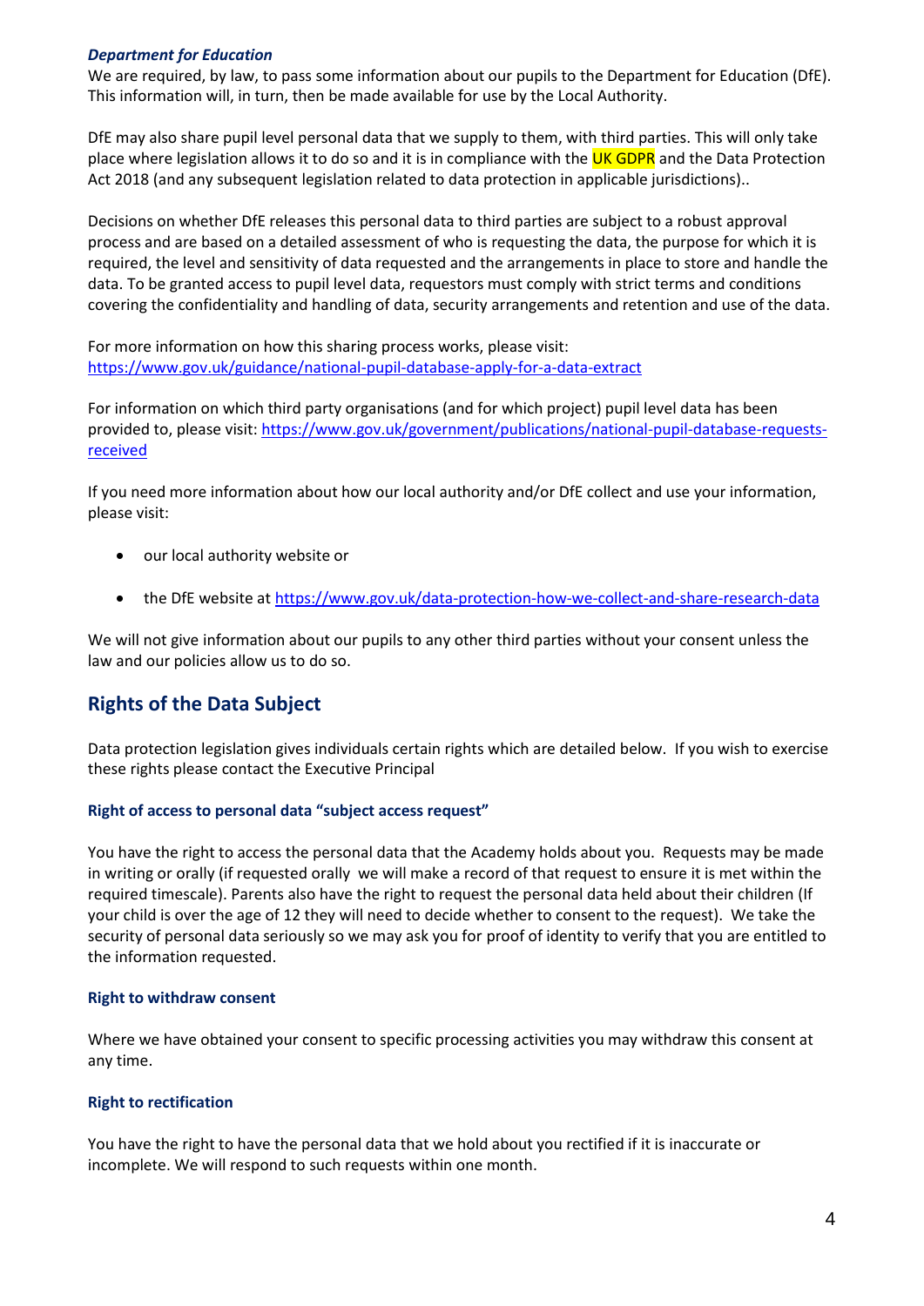***Department for Education***

We are required, by law, to pass some information about our pupils to the Department for Education (DfE). This information will, in turn, then be made available for use by the Local Authority.

DfE may also share pupil level personal data that we supply to them, with third parties. This will only take place where legislation allows it to do so and it is in compliance with the UK GDPR and the Data Protection Act 2018 (and any subsequent legislation related to data protection in applicable jurisdictions)..

Decisions on whether DfE releases this personal data to third parties are subject to a robust approval process and are based on a detailed assessment of who is requesting the data, the purpose for which it is required, the level and sensitivity of data requested and the arrangements in place to store and handle the data. To be granted access to pupil level data, requestors must comply with strict terms and conditions covering the confidentiality and handling of data, security arrangements and retention and use of the data.

For more information on how this sharing process works, please visit: https://www.gov.uk/guidance/national-pupil-database-apply-for-a-data-extract

For information on which third party organisations (and for which project) pupil level data has been provided to, please visit: https://www.gov.uk/government/publications/national-pupil-database-requests-received

If you need more information about how our local authority and/or DfE collect and use your information, please visit:

- our local authority website or
- the DfE website at https://www.gov.uk/data-protection-how-we-collect-and-share-research-data

We will not give information about our pupils to any other third parties without your consent unless the law and our policies allow us to do so.

## Rights of the Data Subject

Data protection legislation gives individuals certain rights which are detailed below. If you wish to exercise these rights please contact the Executive Principal

#### Right of access to personal data "subject access request"

You have the right to access the personal data that the Academy holds about you. Requests may be made in writing or orally (if requested orally we will make a record of that request to ensure it is met within the required timescale). Parents also have the right to request the personal data held about their children (If your child is over the age of 12 they will need to decide whether to consent to the request). We take the security of personal data seriously so we may ask you for proof of identity to verify that you are entitled to the information requested.

#### Right to withdraw consent

Where we have obtained your consent to specific processing activities you may withdraw this consent at any time.

#### Right to rectification

You have the right to have the personal data that we hold about you rectified if it is inaccurate or incomplete. We will respond to such requests within one month.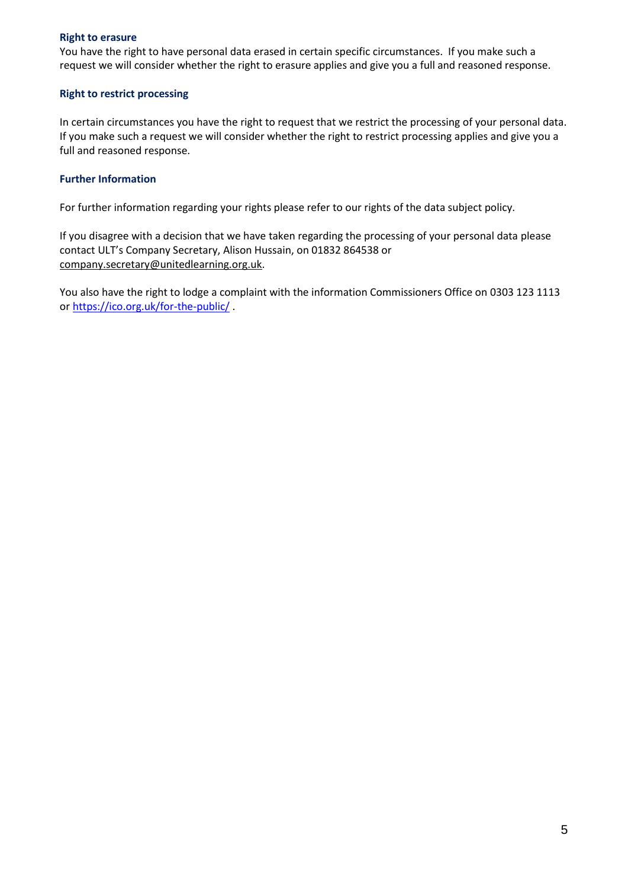### Right to erasure

You have the right to have personal data erased in certain specific circumstances. If you make such a request we will consider whether the right to erasure applies and give you a full and reasoned response.

### Right to restrict processing

In certain circumstances you have the right to request that we restrict the processing of your personal data. If you make such a request we will consider whether the right to restrict processing applies and give you a full and reasoned response.

### Further Information

For further information regarding your rights please refer to our rights of the data subject policy.

If you disagree with a decision that we have taken regarding the processing of your personal data please contact ULT's Company Secretary, Alison Hussain, on 01832 864538 or company.secretary@unitedlearning.org.uk.

You also have the right to lodge a complaint with the information Commissioners Office on 0303 123 1113 or https://ico.org.uk/for-the-public/ .